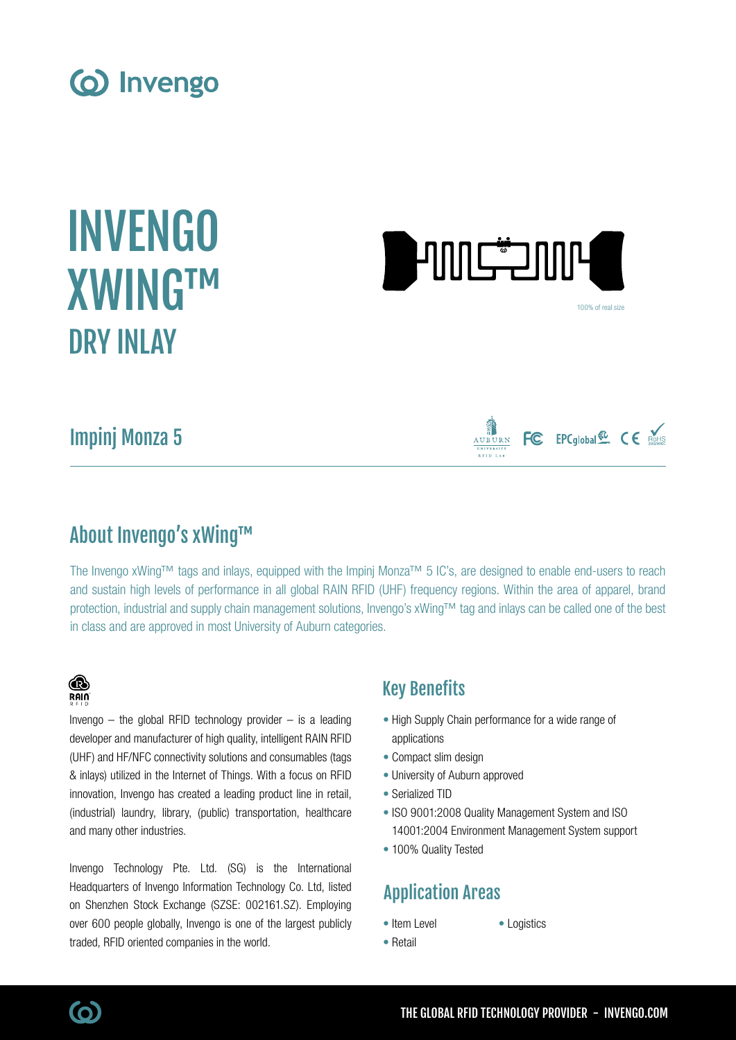# INVENGO XWING™ DRY INLAY

100% of real size

## Impinj Monza 5

## About Invengo's xWing™

The Invengo xWing™ tags and inlays, equipped with the Impinj Monza™ 5 IC's, are designed to enable end-users to reach and sustain high levels of performance in all global RAIN RFID (UHF) frequency regions. Within the area of apparel, brand protection, industrial and supply chain management solutions, Invengo's xWing™ tag and inlays can be called one of the best in class and are approved in most University of Auburn categories.

Invengo – the global RFID technology provider – is a leading developer and manufacturer of high quality, intelligent RAIN RFID (UHF) and HF/NFC connectivity solutions and consumables (tags & inlays) utilized in the Internet of Things. With a focus on RFID innovation, Invengo has created a leading product line in retail, (industrial) laundry, library, (public) transportation, healthcare and many other industries.

Invengo Technology Pte. Ltd. (SG) is the International Headquarters of Invengo Information Technology Co. Ltd, listed on Shenzhen Stock Exchange (SZSE: 002161.SZ). Employing over 600 people globally, Invengo is one of the largest publicly traded, RFID oriented companies in the world.

## Key Benefits

- High Supply Chain performance for a wide range of applications
- Compact slim design
- University of Auburn approved
- Serialized TID
- ISO 9001:2008 Quality Management System and ISO 14001:2004 Environment Management System support
- 100% Quality Tested

## Application Areas

- Item Level
- Retail
- Logistics

THE GLOBAL RFID TECHNOLOGY PROVIDER - INVENGO.COM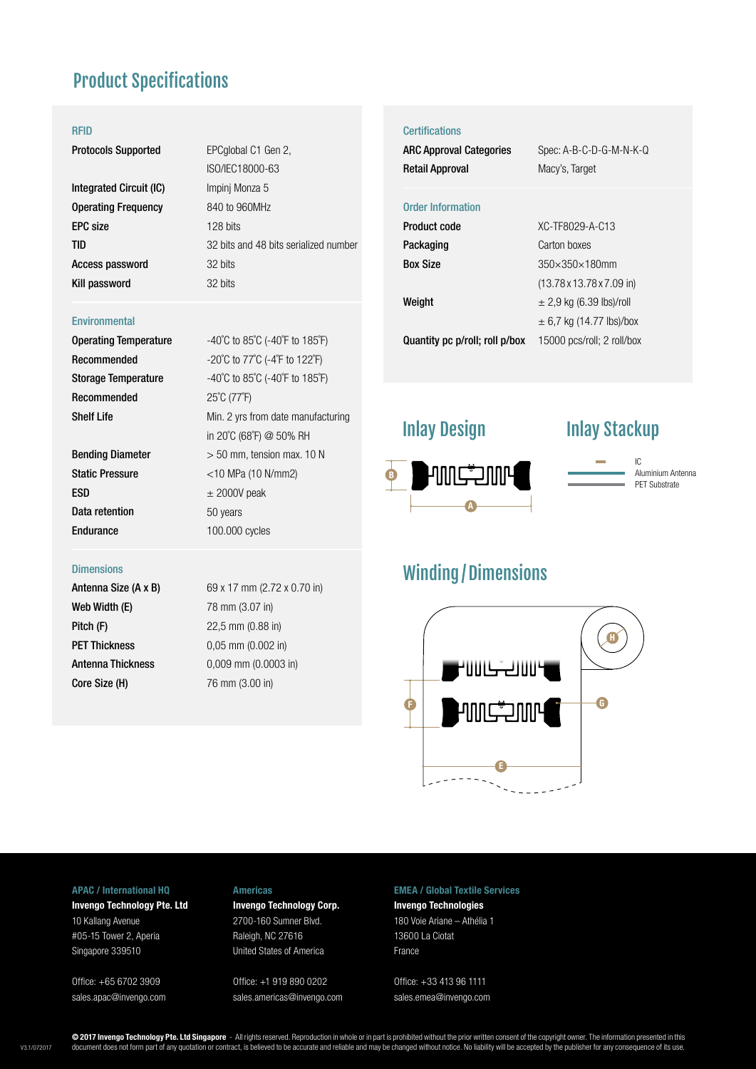# Product Specifications

### RFID

| | |
|---|---|
| **Protocols Supported** | EPCglobal C1 Gen 2, ISO/IEC18000-63 |
| **Integrated Circuit (IC)** | Impinj Monza 5 |
| **Operating Frequency** | 840 to 960MHz |
| **EPC size** | 128 bits |
| **TID** | 32 bits and 48 bits serialized number |
| **Access password** | 32 bits |
| **Kill password** | 32 bits |

### Environmental

| | |
|---|---|
| **Operating Temperature** | -40˚C to 85˚C (-40˚F to 185˚F) |
| **Recommended** | -20˚C to 77˚C (-4˚F to 122˚F) |
| **Storage Temperature** | -40˚C to 85˚C (-40˚F to 185˚F) |
| **Recommended** | 25˚C (77˚F) |
| **Shelf Life** | Min. 2 yrs from date manufacturing in 20˚C (68˚F) @ 50% RH |
| **Bending Diameter** | > 50 mm, tension max. 10 N |
| **Static Pressure** | <10 MPa (10 N/mm2) |
| **ESD** | ± 2000V peak |
| **Data retention** | 50 years |
| **Endurance** | 100.000 cycles |

### Dimensions

| | |
|---|---|
| **Antenna Size (A x B)** | 69 x 17 mm (2.72 x 0.70 in) |
| **Web Width (E)** | 78 mm (3.07 in) |
| **Pitch (F)** | 22,5 mm (0.88 in) |
| **PET Thickness** | 0,05 mm (0.002 in) |
| **Antenna Thickness** | 0,009 mm (0.0003 in) |
| **Core Size (H)** | 76 mm (3.00 in) |

### Certifications

| | |
|---|---|
| **ARC Approval Categories** | Spec: A-B-C-D-G-M-N-K-Q |
| **Retail Approval** | Macy's, Target |

### Order Information

| | |
|---|---|
| **Product code** | XC-TF8029-A-C13 |
| **Packaging** | Carton boxes |
| **Box Size** | 350×350×180mm (13.78 x 13.78 x 7.09 in) |
| **Weight** | ± 2,9 kg (6.39 lbs)/roll<br>± 6,7 kg (14.77 lbs)/box |
| **Quantity pc p/roll; roll p/box** | 15000 pcs/roll; 2 roll/box |

## Inlay Design

B

A

## Inlay Stackup

IC

Aluminium Antenna

PET Substrate

## Winding / Dimensions

H

F

G

E

---

**APAC / International HQ**
**Invengo Technology Pte. Ltd**
10 Kallang Avenue
#05-15 Tower 2, Aperia
Singapore 339510

Office: +65 6702 3909
sales.apac@invengo.com

**Americas**
**Invengo Technology Corp.**
2700-160 Sumner Blvd.
Raleigh, NC 27616
United States of America

Office: +1 919 890 0202
sales.americas@invengo.com

**EMEA / Global Textile Services**
**Invengo Technologies**
180 Voie Ariane – Athélia 1
13600 La Ciotat
France

Office: +33 413 96 1111
sales.emea@invengo.com

V3.1/072017

**© 2017 Invengo Technology Pte. Ltd Singapore** - All rights reserved. Reproduction in whole or in part is prohibited without the prior written consent of the copyright owner. The information presented in this document does not form part of any quotation or contract, is believed to be accurate and reliable and may be changed without notice. No liability will be accepted by the publisher for any consequence of its use.